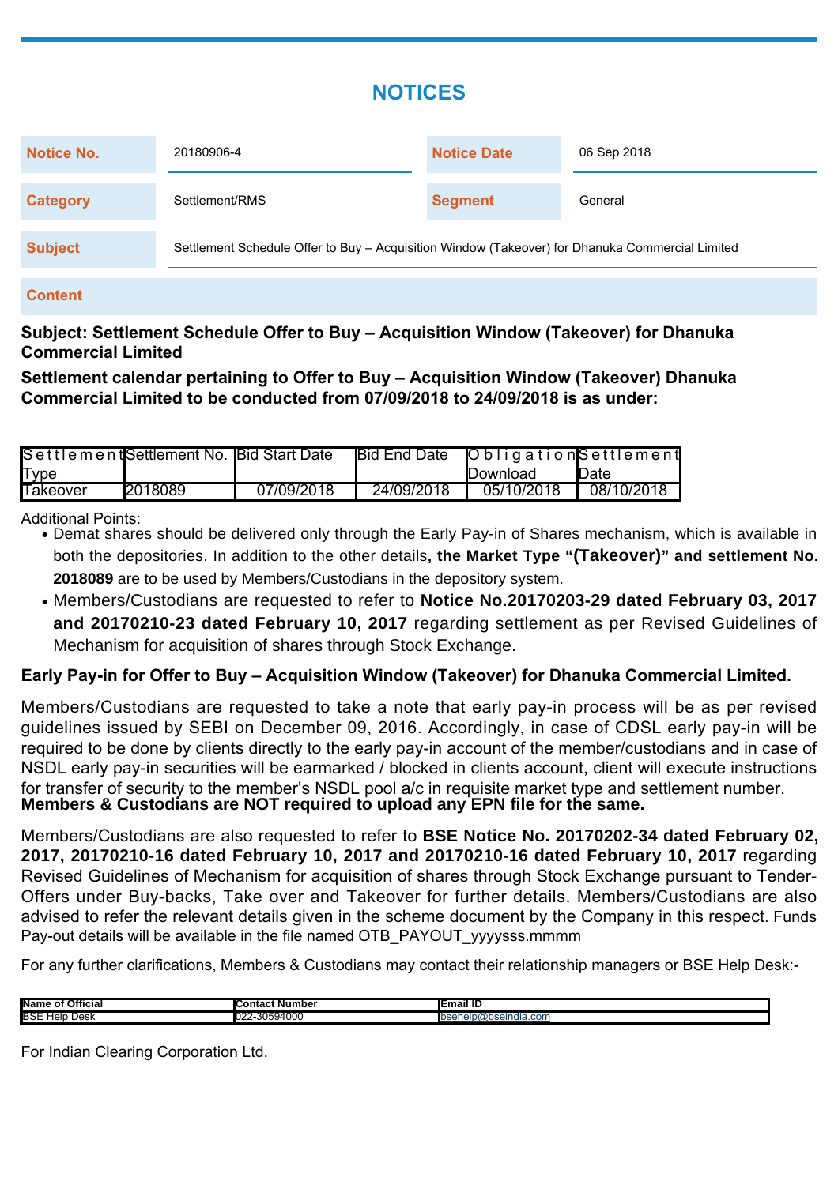# NOTICES

| Notice No. | 20180906-4 | Notice Date | 06 Sep 2018 |
|---|---|---|---|
| Category | Settlement/RMS | Segment | General |
| Subject | Settlement Schedule Offer to Buy – Acquisition Window (Takeover) for Dhanuka Commercial Limited | | |

**Content**

**Subject: Settlement Schedule Offer to Buy – Acquisition Window (Takeover) for Dhanuka Commercial Limited**

**Settlement calendar pertaining to Offer to Buy – Acquisition Window (Takeover) Dhanuka Commercial Limited to be conducted from 07/09/2018 to 24/09/2018 is as under:**

| Settlement Type | Settlement No. | Bid Start Date | Bid End Date | Obligation Download | Settlement Date |
|---|---|---|---|---|---|
| Takeover | 2018089 | 07/09/2018 | 24/09/2018 | 05/10/2018 | 08/10/2018 |

Additional Points:

- Demat shares should be delivered only through the Early Pay-in of Shares mechanism, which is available in both the depositories. In addition to the other details**, the Market Type "(Takeover)" and settlement No. 2018089** are to be used by Members/Custodians in the depository system.
- Members/Custodians are requested to refer to **Notice No.20170203-29 dated February 03, 2017 and 20170210-23 dated February 10, 2017** regarding settlement as per Revised Guidelines of Mechanism for acquisition of shares through Stock Exchange.

**Early Pay-in for Offer to Buy – Acquisition Window (Takeover) for Dhanuka Commercial Limited.**

Members/Custodians are requested to take a note that early pay-in process will be as per revised guidelines issued by SEBI on December 09, 2016. Accordingly, in case of CDSL early pay-in will be required to be done by clients directly to the early pay-in account of the member/custodians and in case of NSDL early pay-in securities will be earmarked / blocked in clients account, client will execute instructions for transfer of security to the member's NSDL pool a/c in requisite market type and settlement number. **Members & Custodians are NOT required to upload any EPN file for the same.**

Members/Custodians are also requested to refer to **BSE Notice No. 20170202-34 dated February 02, 2017, 20170210-16 dated February 10, 2017 and 20170210-16 dated February 10, 2017** regarding Revised Guidelines of Mechanism for acquisition of shares through Stock Exchange pursuant to Tender-Offers under Buy-backs, Take over and Takeover for further details. Members/Custodians are also advised to refer the relevant details given in the scheme document by the Company in this respect. Funds Pay-out details will be available in the file named OTB_PAYOUT_yyyysss.mmmm

For any further clarifications, Members & Custodians may contact their relationship managers or BSE Help Desk:-

| Name of Official | Contact Number | Email ID |
|---|---|---|
| BSE Help Desk | 022-30594000 | bsehelp@bseindia.com |

For Indian Clearing Corporation Ltd.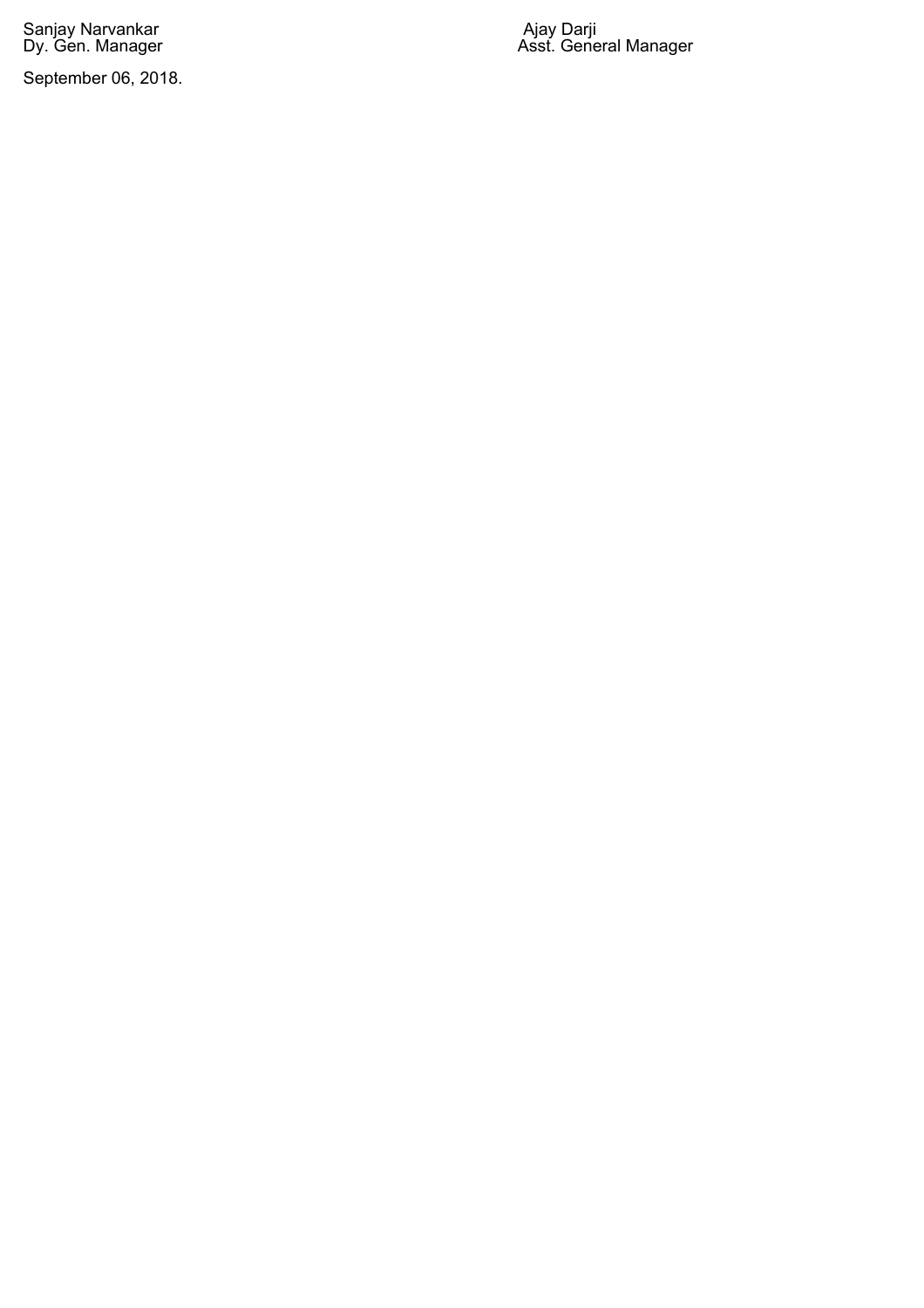Sanjay Narvankar
Dy. Gen. Manager

Ajay Darji
Asst. General Manager

September 06, 2018.